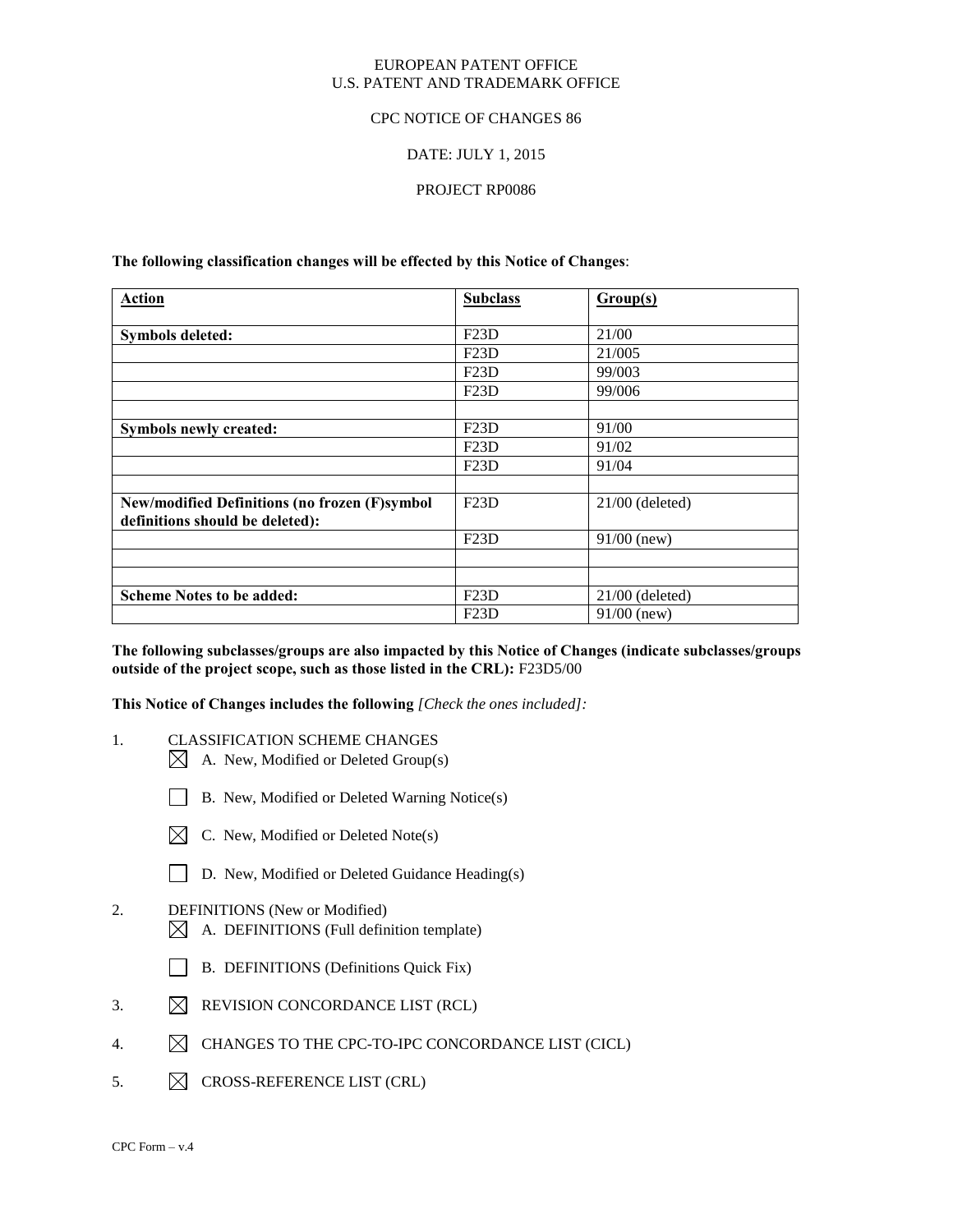EUROPEAN PATENT OFFICE
U.S. PATENT AND TRADEMARK OFFICE

CPC NOTICE OF CHANGES 86

DATE: JULY 1, 2015

PROJECT RP0086

**The following classification changes will be effected by this Notice of Changes**:

| **Action** | **Subclass** | **Group(s)** |
|---|---|---|
| **Symbols deleted:** | F23D | 21/00 |
| | F23D | 21/005 |
| | F23D | 99/003 |
| | F23D | 99/006 |
| | | |
| **Symbols newly created:** | F23D | 91/00 |
| | F23D | 91/02 |
| | F23D | 91/04 |
| | | |
| **New/modified Definitions (no frozen (F)symbol definitions should be deleted):** | F23D | 21/00 (deleted) |
| | F23D | 91/00 (new) |
| | | |
| | | |
| **Scheme Notes to be added:** | F23D | 21/00 (deleted) |
| | F23D | 91/00 (new) |

**The following subclasses/groups are also impacted by this Notice of Changes (indicate subclasses/groups outside of the project scope, such as those listed in the CRL):** F23D5/00

**This Notice of Changes includes the following** *[Check the ones included]:*

1. CLASSIFICATION SCHEME CHANGES
   - ☒ A. New, Modified or Deleted Group(s)
   - ☐ B. New, Modified or Deleted Warning Notice(s)
   - ☒ C. New, Modified or Deleted Note(s)
   - ☐ D. New, Modified or Deleted Guidance Heading(s)
2. DEFINITIONS (New or Modified)
   - ☒ A. DEFINITIONS (Full definition template)
   - ☐ B. DEFINITIONS (Definitions Quick Fix)
3. ☒ REVISION CONCORDANCE LIST (RCL)
4. ☒ CHANGES TO THE CPC-TO-IPC CONCORDANCE LIST (CICL)
5. ☒ CROSS-REFERENCE LIST (CRL)

CPC Form – v.4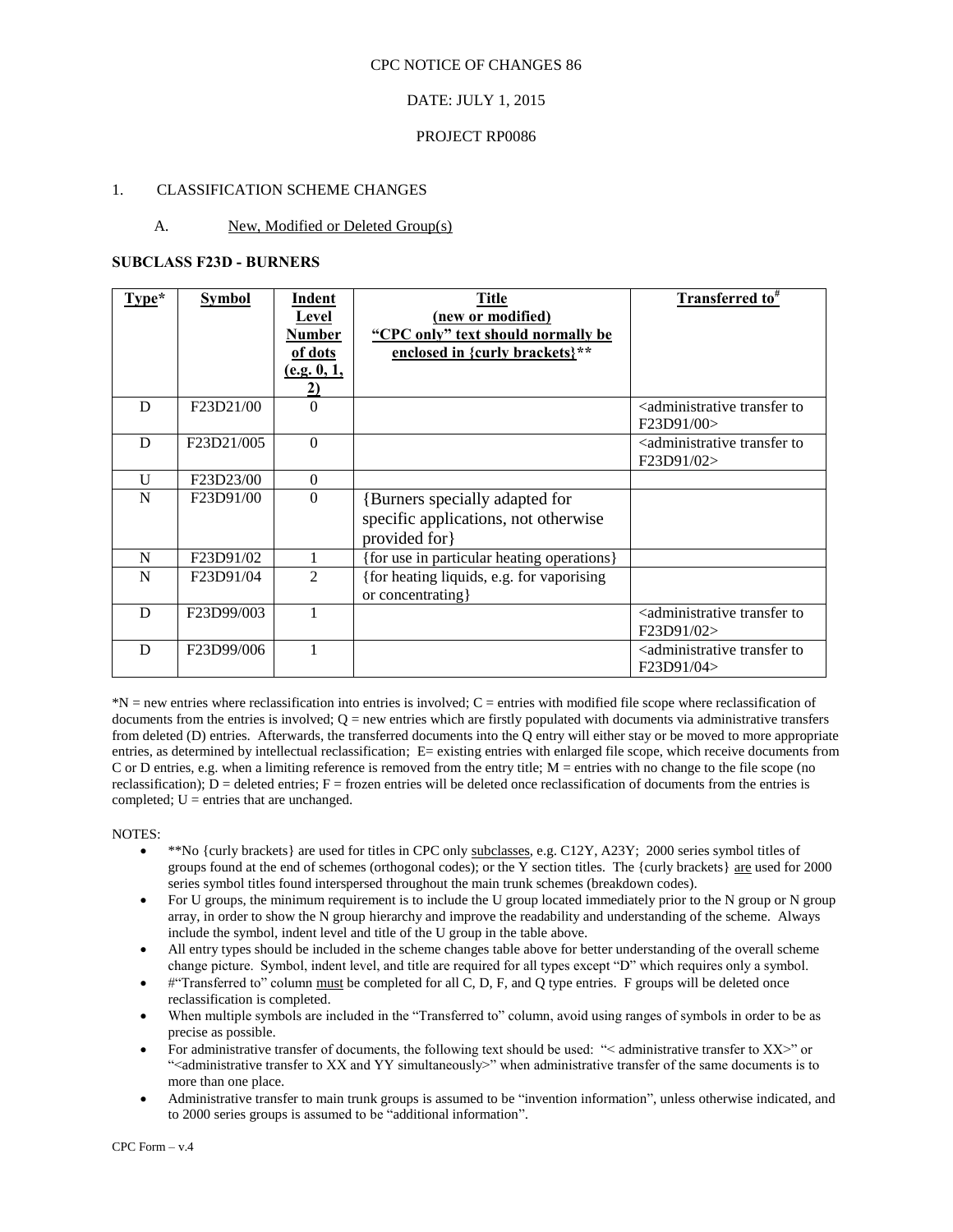CPC NOTICE OF CHANGES 86

DATE: JULY 1, 2015

PROJECT RP0086

1. CLASSIFICATION SCHEME CHANGES

A. New, Modified or Deleted Group(s)

**SUBCLASS F23D - BURNERS**

| Type* | Symbol | Indent Level Number of dots (e.g. 0, 1, 2) | Title (new or modified) "CPC only" text should normally be enclosed in {curly brackets}** | Transferred to# |
|---|---|---|---|---|
| D | F23D21/00 | 0 | | <administrative transfer to F23D91/00> |
| D | F23D21/005 | 0 | | <administrative transfer to F23D91/02> |
| U | F23D23/00 | 0 | | |
| N | F23D91/00 | 0 | {Burners specially adapted for specific applications, not otherwise provided for} | |
| N | F23D91/02 | 1 | {for use in particular heating operations} | |
| N | F23D91/04 | 2 | {for heating liquids, e.g. for vaporising or concentrating} | |
| D | F23D99/003 | 1 | | <administrative transfer to F23D91/02> |
| D | F23D99/006 | 1 | | <administrative transfer to F23D91/04> |

*N = new entries where reclassification into entries is involved; C = entries with modified file scope where reclassification of documents from the entries is involved; Q = new entries which are firstly populated with documents via administrative transfers from deleted (D) entries. Afterwards, the transferred documents into the Q entry will either stay or be moved to more appropriate entries, as determined by intellectual reclassification; E= existing entries with enlarged file scope, which receive documents from C or D entries, e.g. when a limiting reference is removed from the entry title; M = entries with no change to the file scope (no reclassification); D = deleted entries; F = frozen entries will be deleted once reclassification of documents from the entries is completed; U = entries that are unchanged.

NOTES:

- **No {curly brackets} are used for titles in CPC only subclasses, e.g. C12Y, A23Y; 2000 series symbol titles of groups found at the end of schemes (orthogonal codes); or the Y section titles. The {curly brackets} are used for 2000 series symbol titles found interspersed throughout the main trunk schemes (breakdown codes).
- For U groups, the minimum requirement is to include the U group located immediately prior to the N group or N group array, in order to show the N group hierarchy and improve the readability and understanding of the scheme. Always include the symbol, indent level and title of the U group in the table above.
- All entry types should be included in the scheme changes table above for better understanding of the overall scheme change picture. Symbol, indent level, and title are required for all types except "D" which requires only a symbol.
- #"Transferred to" column must be completed for all C, D, F, and Q type entries. F groups will be deleted once reclassification is completed.
- When multiple symbols are included in the "Transferred to" column, avoid using ranges of symbols in order to be as precise as possible.
- For administrative transfer of documents, the following text should be used: "< administrative transfer to XX>" or "<administrative transfer to XX and YY simultaneously>" when administrative transfer of the same documents is to more than one place.
- Administrative transfer to main trunk groups is assumed to be "invention information", unless otherwise indicated, and to 2000 series groups is assumed to be "additional information".

CPC Form – v.4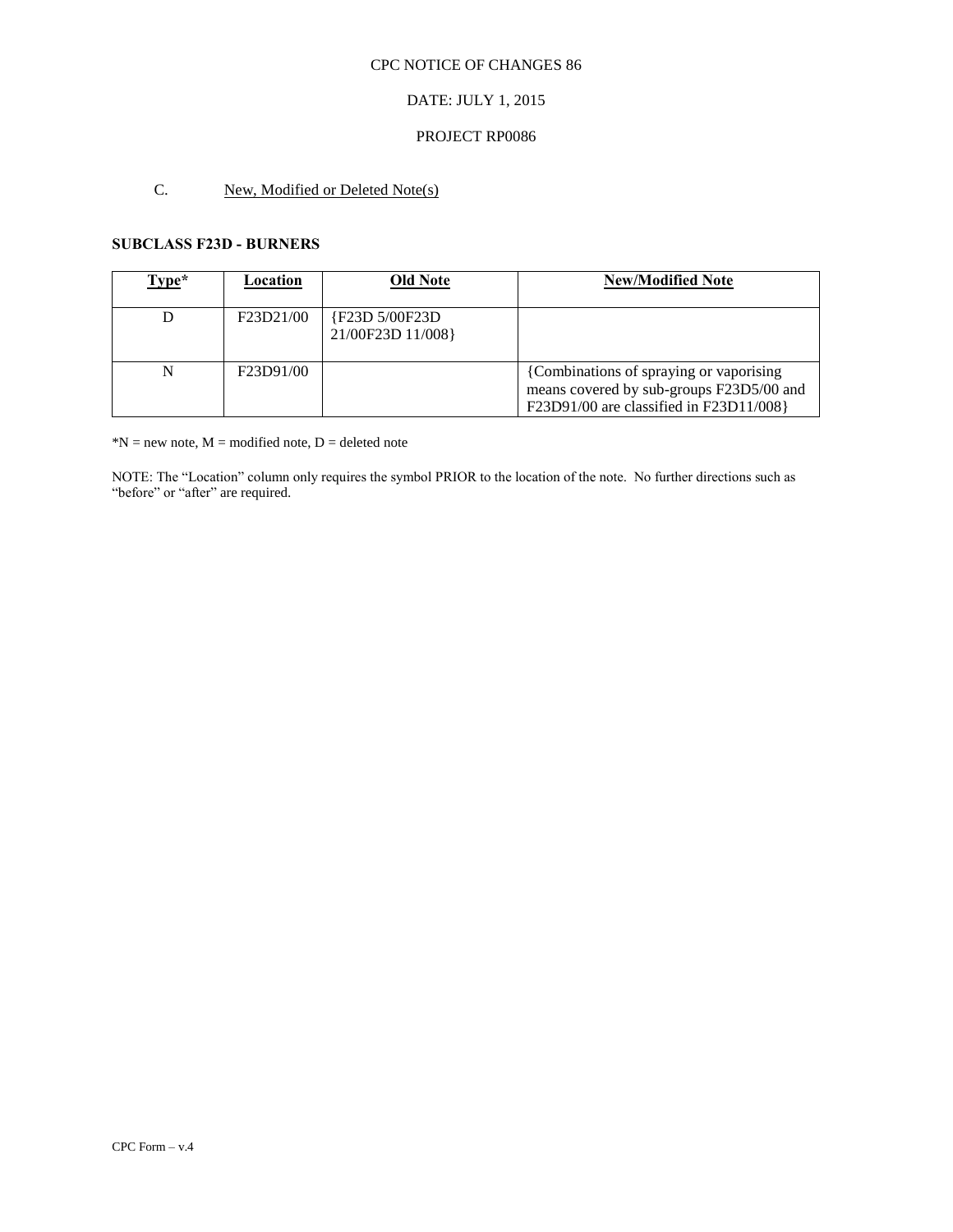CPC NOTICE OF CHANGES 86

DATE: JULY 1, 2015

PROJECT RP0086

C. New, Modified or Deleted Note(s)

**SUBCLASS F23D - BURNERS**

| Type* | Location | Old Note | New/Modified Note |
|---|---|---|---|
| D | F23D21/00 | {F23D 5/00F23D 21/00F23D 11/008} | |
| N | F23D91/00 | | {Combinations of spraying or vaporising means covered by sub-groups F23D5/00 and F23D91/00 are classified in F23D11/008} |

*N = new note, M = modified note, D = deleted note

NOTE: The "Location" column only requires the symbol PRIOR to the location of the note. No further directions such as "before" or "after" are required.

CPC Form – v.4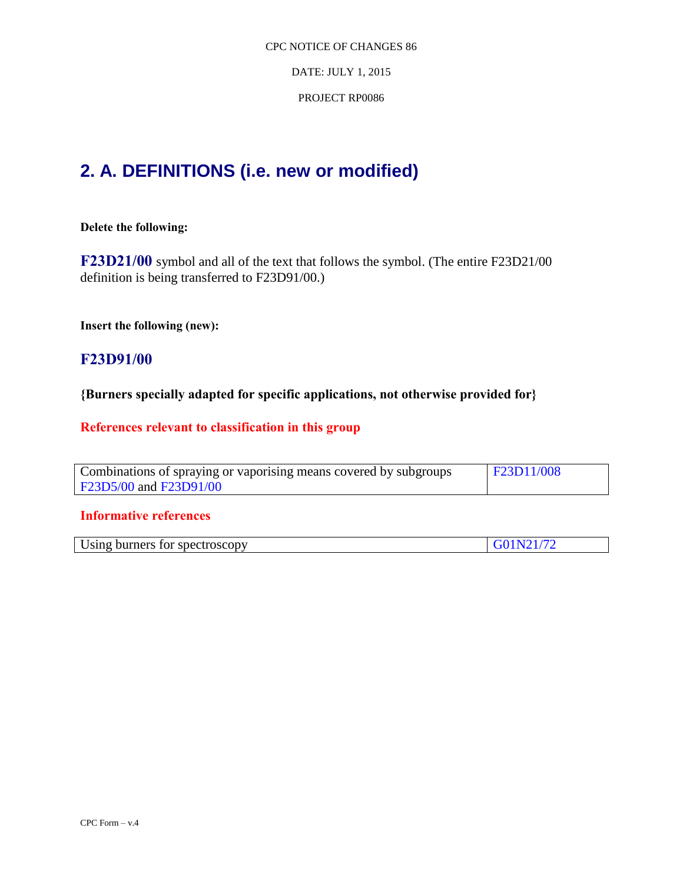CPC NOTICE OF CHANGES 86

DATE: JULY 1, 2015

PROJECT RP0086

## 2. A. DEFINITIONS (i.e. new or modified)

**Delete the following:**

**F23D21/00** symbol and all of the text that follows the symbol. (The entire F23D21/00 definition is being transferred to F23D91/00.)

**Insert the following (new):**

### F23D91/00

**{Burners specially adapted for specific applications, not otherwise provided for}**

**References relevant to classification in this group**

| | |
|---|---|
| Combinations of spraying or vaporising means covered by subgroups F23D5/00 and F23D91/00 | F23D11/008 |

**Informative references**

| | |
|---|---|
| Using burners for spectroscopy | G01N21/72 |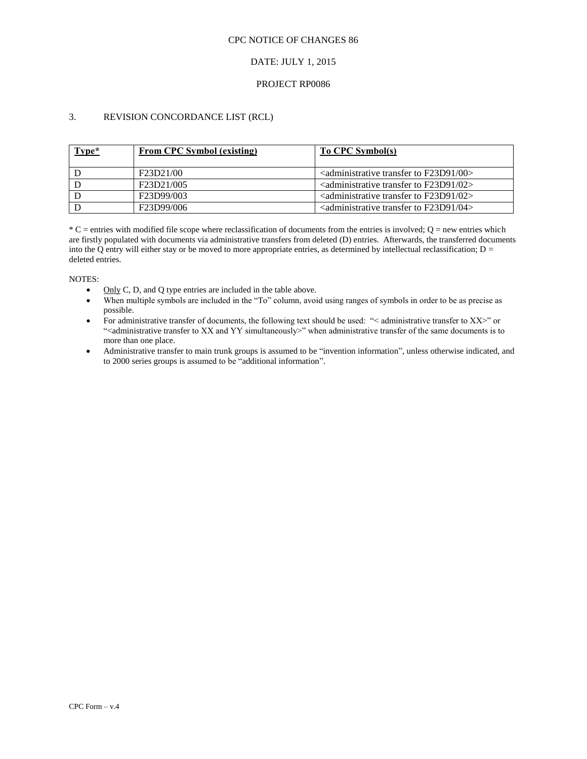CPC NOTICE OF CHANGES 86

DATE: JULY 1, 2015

PROJECT RP0086

3. REVISION CONCORDANCE LIST (RCL)

| Type* | From CPC Symbol (existing) | To CPC Symbol(s) |
|---|---|---|
| D | F23D21/00 | <administrative transfer to F23D91/00> |
| D | F23D21/005 | <administrative transfer to F23D91/02> |
| D | F23D99/003 | <administrative transfer to F23D91/02> |
| D | F23D99/006 | <administrative transfer to F23D91/04> |

* C = entries with modified file scope where reclassification of documents from the entries is involved; Q = new entries which are firstly populated with documents via administrative transfers from deleted (D) entries. Afterwards, the transferred documents into the Q entry will either stay or be moved to more appropriate entries, as determined by intellectual reclassification; D = deleted entries.

NOTES:

- Only C, D, and Q type entries are included in the table above.
- When multiple symbols are included in the "To" column, avoid using ranges of symbols in order to be as precise as possible.
- For administrative transfer of documents, the following text should be used: "< administrative transfer to XX>" or "<administrative transfer to XX and YY simultaneously>" when administrative transfer of the same documents is to more than one place.
- Administrative transfer to main trunk groups is assumed to be "invention information", unless otherwise indicated, and to 2000 series groups is assumed to be "additional information".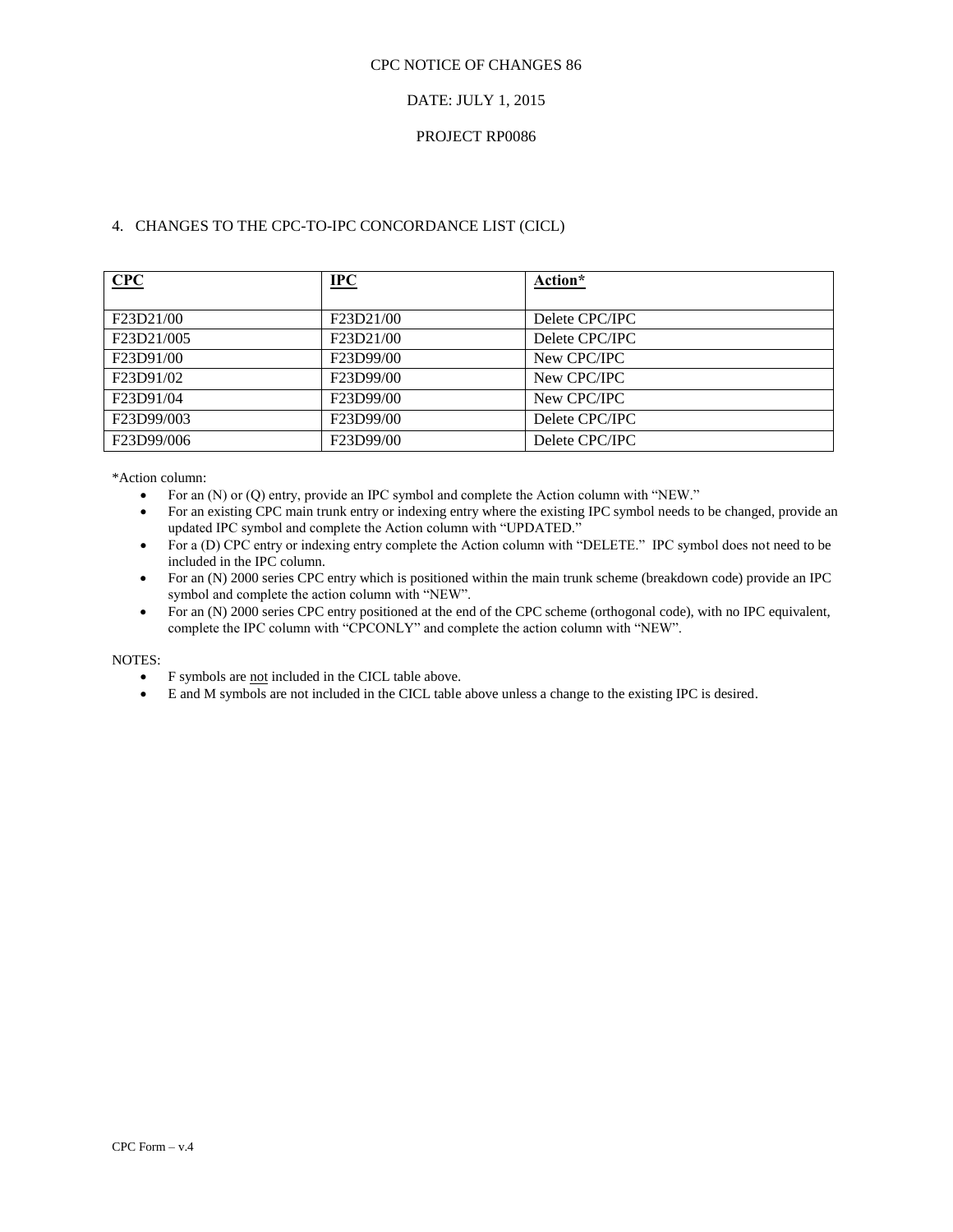CPC NOTICE OF CHANGES 86

DATE: JULY 1, 2015

PROJECT RP0086

4. CHANGES TO THE CPC-TO-IPC CONCORDANCE LIST (CICL)

| CPC | IPC | Action* |
|---|---|---|
| F23D21/00 | F23D21/00 | Delete CPC/IPC |
| F23D21/005 | F23D21/00 | Delete CPC/IPC |
| F23D91/00 | F23D99/00 | New CPC/IPC |
| F23D91/02 | F23D99/00 | New CPC/IPC |
| F23D91/04 | F23D99/00 | New CPC/IPC |
| F23D99/003 | F23D99/00 | Delete CPC/IPC |
| F23D99/006 | F23D99/00 | Delete CPC/IPC |

*Action column:

- For an (N) or (Q) entry, provide an IPC symbol and complete the Action column with "NEW."
- For an existing CPC main trunk entry or indexing entry where the existing IPC symbol needs to be changed, provide an updated IPC symbol and complete the Action column with "UPDATED."
- For a (D) CPC entry or indexing entry complete the Action column with "DELETE." IPC symbol does not need to be included in the IPC column.
- For an (N) 2000 series CPC entry which is positioned within the main trunk scheme (breakdown code) provide an IPC symbol and complete the action column with "NEW".
- For an (N) 2000 series CPC entry positioned at the end of the CPC scheme (orthogonal code), with no IPC equivalent, complete the IPC column with "CPCONLY" and complete the action column with "NEW".

NOTES:

- F symbols are not included in the CICL table above.
- E and M symbols are not included in the CICL table above unless a change to the existing IPC is desired.

CPC Form – v.4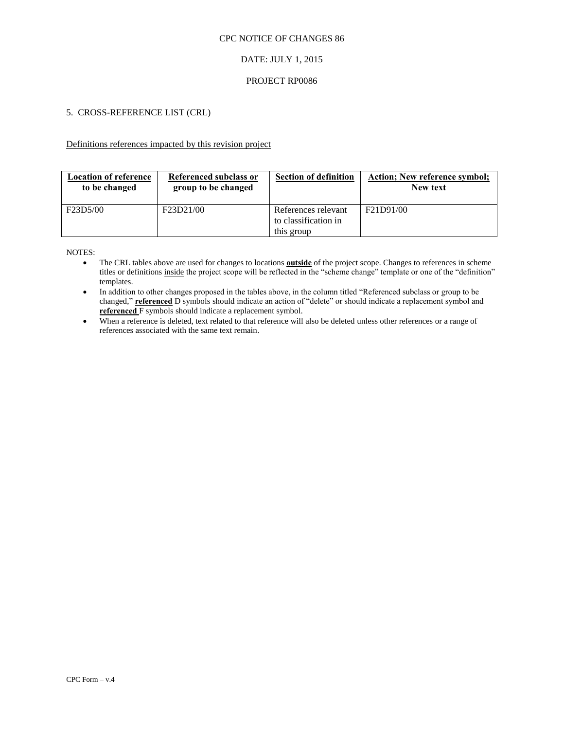CPC NOTICE OF CHANGES 86

DATE: JULY 1, 2015

PROJECT RP0086

## 5. CROSS-REFERENCE LIST (CRL)

Definitions references impacted by this revision project

| **Location of reference to be changed** | **Referenced subclass or group to be changed** | **Section of definition** | **Action; New reference symbol; New text** |
|---|---|---|---|
| F23D5/00 | F23D21/00 | References relevant to classification in this group | F21D91/00 |

NOTES:

- The CRL tables above are used for changes to locations **outside** of the project scope. Changes to references in scheme titles or definitions inside the project scope will be reflected in the "scheme change" template or one of the "definition" templates.
- In addition to other changes proposed in the tables above, in the column titled "Referenced subclass or group to be changed," **referenced** D symbols should indicate an action of "delete" or should indicate a replacement symbol and **referenced** F symbols should indicate a replacement symbol.
- When a reference is deleted, text related to that reference will also be deleted unless other references or a range of references associated with the same text remain.

CPC Form – v.4